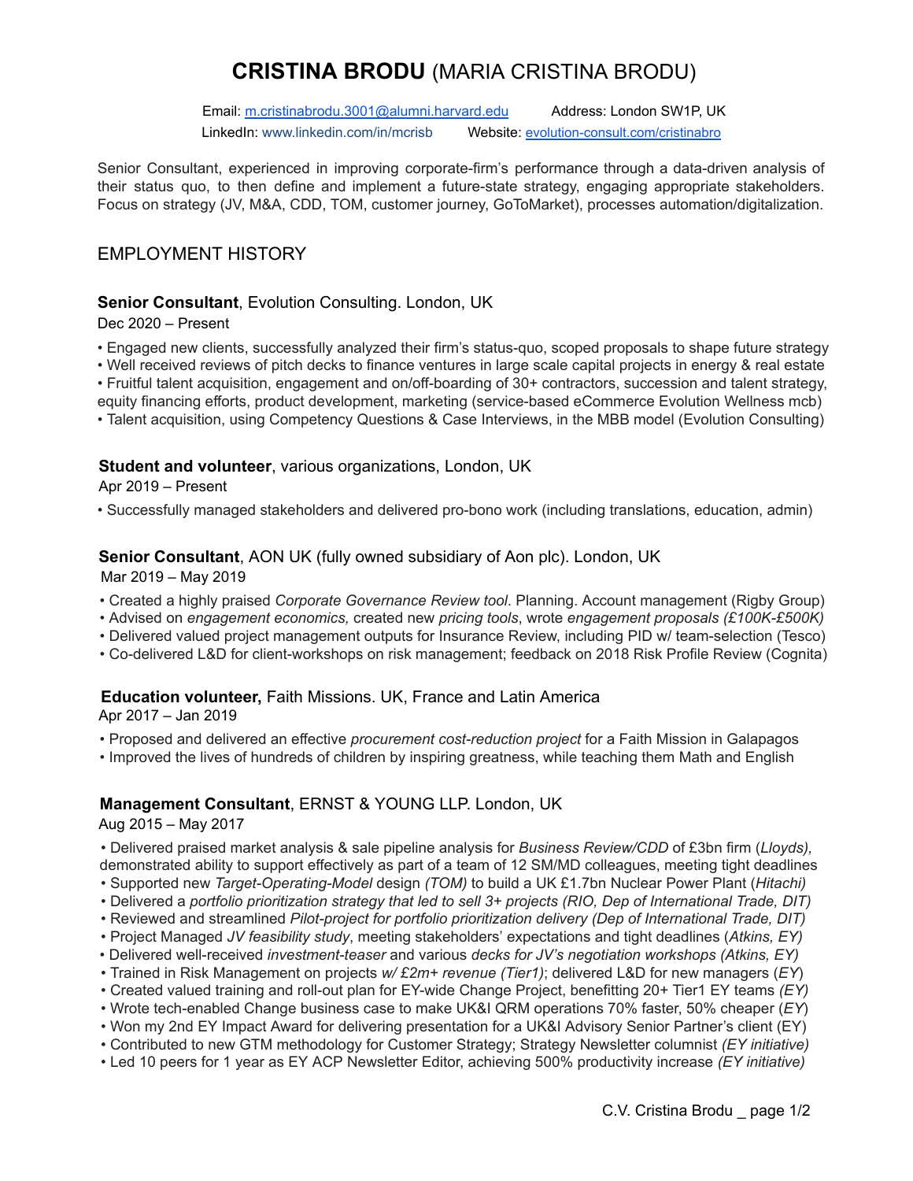# **CRISTINA BRODU** (MARIA CRISTINA BRODU)

Email: m.cristinabrodu.3001@alumni.harvard.edu Address: London SW1P, UK
LinkedIn: www.linkedin.com/in/mcrisb Website: evolution-consult.com/cristinabro

Senior Consultant, experienced in improving corporate-firm's performance through a data-driven analysis of their status quo, to then define and implement a future-state strategy, engaging appropriate stakeholders. Focus on strategy (JV, M&A, CDD, TOM, customer journey, GoToMarket), processes automation/digitalization.

## EMPLOYMENT HISTORY

### **Senior Consultant**, Evolution Consulting. London, UK

Dec 2020 – Present

- Engaged new clients, successfully analyzed their firm's status-quo, scoped proposals to shape future strategy
- Well received reviews of pitch decks to finance ventures in large scale capital projects in energy & real estate
- Fruitful talent acquisition, engagement and on/off-boarding of 30+ contractors, succession and talent strategy, equity financing efforts, product development, marketing (service-based eCommerce Evolution Wellness mcb)
- Talent acquisition, using Competency Questions & Case Interviews, in the MBB model (Evolution Consulting)

### **Student and volunteer**, various organizations, London, UK

Apr 2019 – Present

- Successfully managed stakeholders and delivered pro-bono work (including translations, education, admin)

### **Senior Consultant**, AON UK (fully owned subsidiary of Aon plc). London, UK

Mar 2019 – May 2019

- Created a highly praised *Corporate Governance Review tool*. Planning. Account management (Rigby Group)
- Advised on *engagement economics,* created new *pricing tools*, wrote *engagement proposals (£100K-£500K)*
- Delivered valued project management outputs for Insurance Review, including PID w/ team-selection (Tesco)
- Co-delivered L&D for client-workshops on risk management; feedback on 2018 Risk Profile Review (Cognita)

### **Education volunteer,** Faith Missions. UK, France and Latin America

Apr 2017 – Jan 2019

- Proposed and delivered an effective *procurement cost-reduction project* for a Faith Mission in Galapagos
- Improved the lives of hundreds of children by inspiring greatness, while teaching them Math and English

### **Management Consultant**, ERNST & YOUNG LLP. London, UK

Aug 2015 – May 2017

- Delivered praised market analysis & sale pipeline analysis for *Business Review/CDD* of £3bn firm (*Lloyds),* demonstrated ability to support effectively as part of a team of 12 SM/MD colleagues, meeting tight deadlines
- Supported new *Target-Operating-Model* design *(TOM)* to build a UK £1.7bn Nuclear Power Plant (*Hitachi)*
- Delivered a *portfolio prioritization strategy that led to sell 3+ projects (RIO, Dep of International Trade, DIT)*
- Reviewed and streamlined *Pilot-project for portfolio prioritization delivery (Dep of International Trade, DIT)*
- Project Managed *JV feasibility study*, meeting stakeholders' expectations and tight deadlines (*Atkins, EY)*
- Delivered well-received *investment-teaser* and various *decks for JV's negotiation workshops (Atkins, EY)*
- Trained in Risk Management on projects *w/ £2m+ revenue (Tier1)*; delivered L&D for new managers (*EY*)
- Created valued training and roll-out plan for EY-wide Change Project, benefitting 20+ Tier1 EY teams *(EY)*
- Wrote tech-enabled Change business case to make UK&I QRM operations 70% faster, 50% cheaper (*EY*)
- Won my 2nd EY Impact Award for delivering presentation for a UK&I Advisory Senior Partner's client (EY)
- Contributed to new GTM methodology for Customer Strategy; Strategy Newsletter columnist *(EY initiative)*
- Led 10 peers for 1 year as EY ACP Newsletter Editor, achieving 500% productivity increase *(EY initiative)*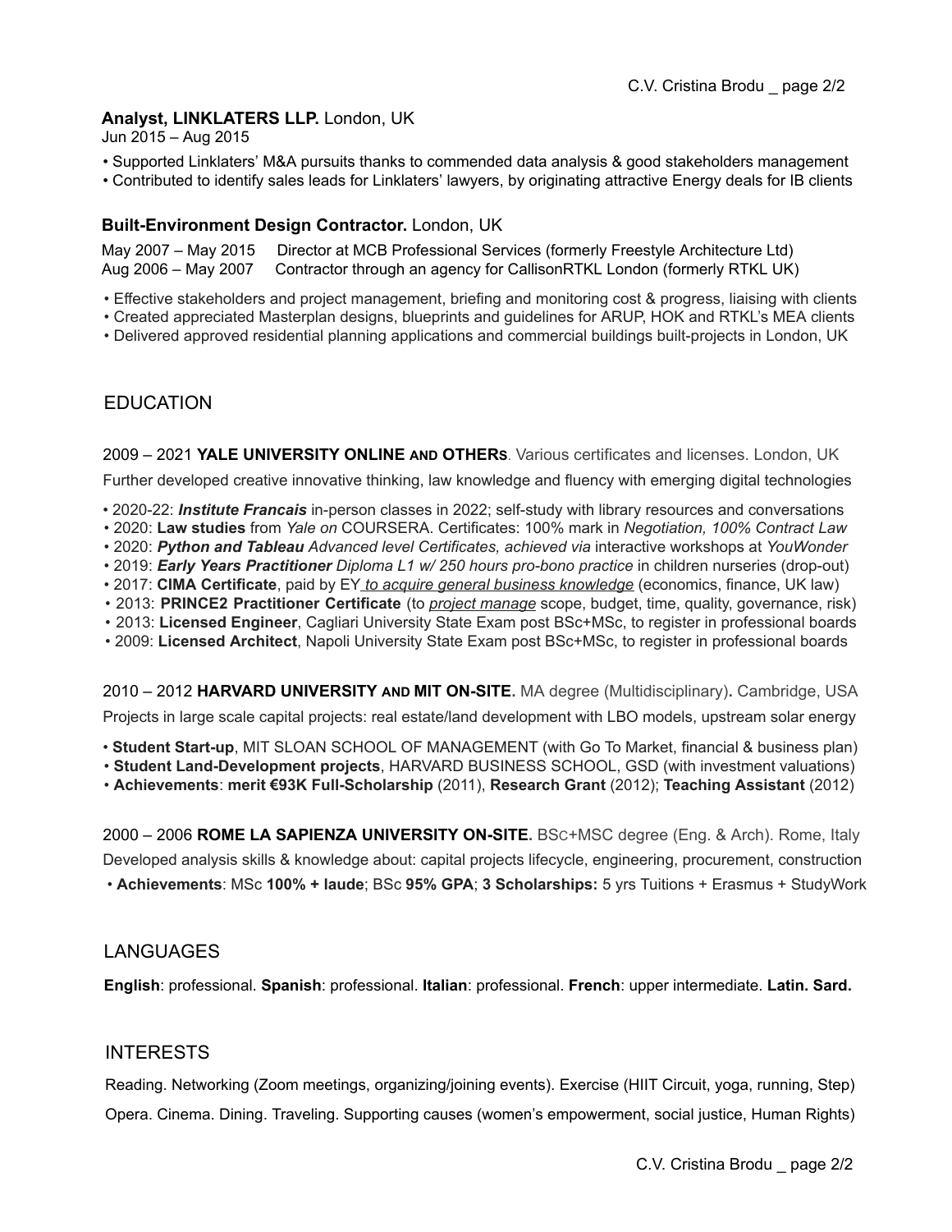**Analyst, LINKLATERS LLP.** London, UK
Jun 2015 – Aug 2015

- Supported Linklaters' M&A pursuits thanks to commended data analysis & good stakeholders management
- Contributed to identify sales leads for Linklaters' lawyers, by originating attractive Energy deals for IB clients

**Built-Environment Design Contractor.** London, UK

May 2007 – May 2015 Director at MCB Professional Services (formerly Freestyle Architecture Ltd)
Aug 2006 – May 2007 Contractor through an agency for CallisonRTKL London (formerly RTKL UK)

- Effective stakeholders and project management, briefing and monitoring cost & progress, liaising with clients
- Created appreciated Masterplan designs, blueprints and guidelines for ARUP, HOK and RTKL's MEA clients
- Delivered approved residential planning applications and commercial buildings built-projects in London, UK

## EDUCATION

2009 – 2021 **YALE UNIVERSITY ONLINE AND OTHERS**. Various certificates and licenses. London, UK

Further developed creative innovative thinking, law knowledge and fluency with emerging digital technologies

- 2020-22: ***Institute Francais*** in-person classes in 2022; self-study with library resources and conversations
- 2020: **Law studies** from *Yale on* COURSERA. Certificates: 100% mark in *Negotiation, 100% Contract Law*
- 2020: ***Python and Tableau*** *Advanced level Certificates, achieved via* interactive workshops at *YouWonder*
- 2019: ***Early Years Practitioner*** *Diploma L1 w/ 250 hours pro-bono practice* in children nurseries (drop-out)
- 2017: **CIMA Certificate**, paid by EY *to acquire general business knowledge* (economics, finance, UK law)
- 2013: **PRINCE2 Practitioner Certificate** (to *project manage* scope, budget, time, quality, governance, risk)
- 2013: **Licensed Engineer**, Cagliari University State Exam post BSc+MSc, to register in professional boards
- 2009: **Licensed Architect**, Napoli University State Exam post BSc+MSc, to register in professional boards

2010 – 2012 **HARVARD UNIVERSITY AND MIT ON-SITE.** MA degree (Multidisciplinary)**.** Cambridge, USA

Projects in large scale capital projects: real estate/land development with LBO models, upstream solar energy

- **Student Start-up**, MIT SLOAN SCHOOL OF MANAGEMENT (with Go To Market, financial & business plan)
- **Student Land-Development projects**, HARVARD BUSINESS SCHOOL, GSD (with investment valuations)
- **Achievements**: **merit €93K Full-Scholarship** (2011), **Research Grant** (2012); **Teaching Assistant** (2012)

2000 – 2006 **ROME LA SAPIENZA UNIVERSITY ON-SITE.** BSc+MSc degree (Eng. & Arch). Rome, Italy

Developed analysis skills & knowledge about: capital projects lifecycle, engineering, procurement, construction

- **Achievements**: MSc **100% + laude**; BSc **95% GPA**; **3 Scholarships:** 5 yrs Tuitions + Erasmus + StudyWork

## LANGUAGES

**English**: professional. **Spanish**: professional. **Italian**: professional. **French**: upper intermediate. **Latin. Sard.**

## INTERESTS

Reading. Networking (Zoom meetings, organizing/joining events). Exercise (HIIT Circuit, yoga, running, Step)

Opera. Cinema. Dining. Traveling. Supporting causes (women's empowerment, social justice, Human Rights)